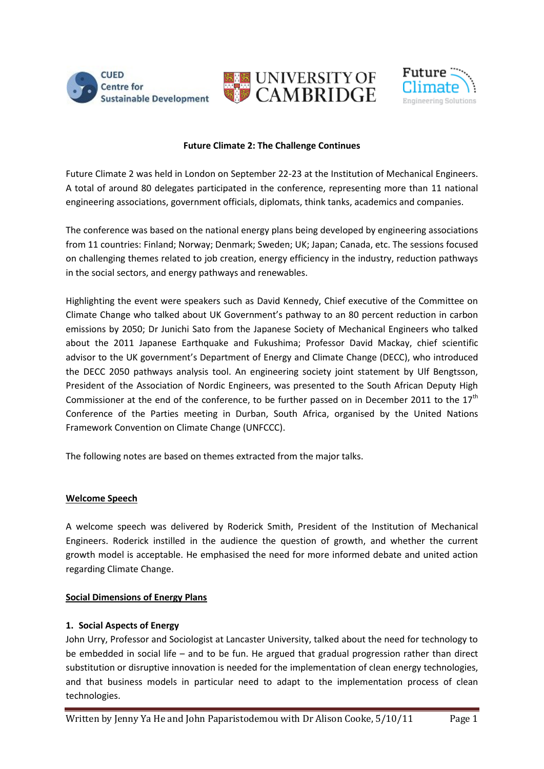**Future Climate 2: The Challenge Continues**

Future Climate 2 was held in London on September 22-23 at the Institution of Mechanical Engineers. A total of around 80 delegates participated in the conference, representing more than 11 national engineering associations, government officials, diplomats, think tanks, academics and companies.

The conference was based on the national energy plans being developed by engineering associations from 11 countries: Finland; Norway; Denmark; Sweden; UK; Japan; Canada, etc. The sessions focused on challenging themes related to job creation, energy efficiency in the industry, reduction pathways in the social sectors, and energy pathways and renewables.

Highlighting the event were speakers such as David Kennedy, Chief executive of the Committee on Climate Change who talked about UK Government's pathway to an 80 percent reduction in carbon emissions by 2050; Dr Junichi Sato from the Japanese Society of Mechanical Engineers who talked about the 2011 Japanese Earthquake and Fukushima; Professor David Mackay, chief scientific advisor to the UK government's Department of Energy and Climate Change (DECC), who introduced the DECC 2050 pathways analysis tool. An engineering society joint statement by Ulf Bengtsson, President of the Association of Nordic Engineers, was presented to the South African Deputy High Commissioner at the end of the conference, to be further passed on in December 2011 to the 17th Conference of the Parties meeting in Durban, South Africa, organised by the United Nations Framework Convention on Climate Change (UNFCCC).

The following notes are based on themes extracted from the major talks.

## Welcome Speech

A welcome speech was delivered by Roderick Smith, President of the Institution of Mechanical Engineers. Roderick instilled in the audience the question of growth, and whether the current growth model is acceptable. He emphasised the need for more informed debate and united action regarding Climate Change.

## Social Dimensions of Energy Plans

### 1. Social Aspects of Energy

John Urry, Professor and Sociologist at Lancaster University, talked about the need for technology to be embedded in social life – and to be fun. He argued that gradual progression rather than direct substitution or disruptive innovation is needed for the implementation of clean energy technologies, and that business models in particular need to adapt to the implementation process of clean technologies.

Written by Jenny Ya He and John Paparistodemou with Dr Alison Cooke, 5/10/11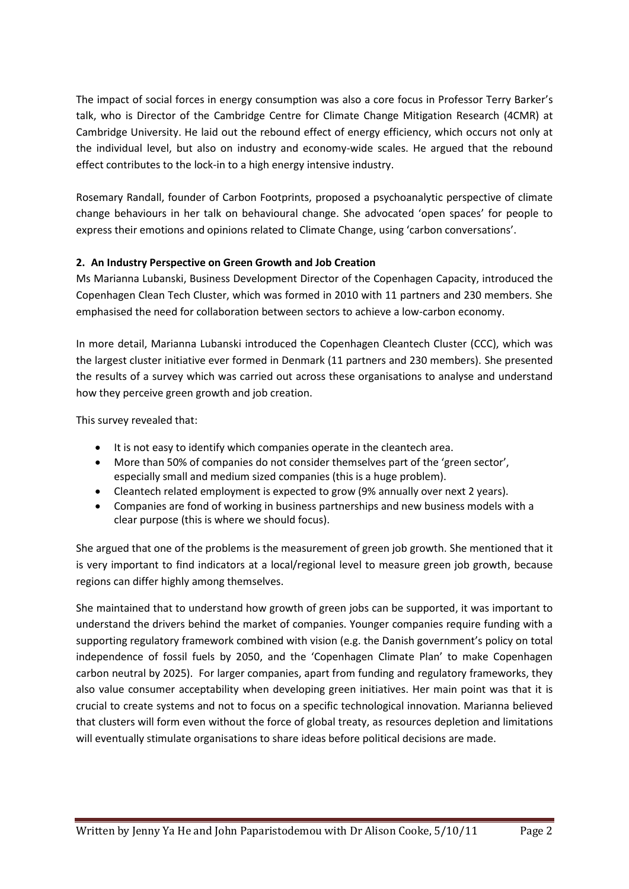The impact of social forces in energy consumption was also a core focus in Professor Terry Barker's talk, who is Director of the Cambridge Centre for Climate Change Mitigation Research (4CMR) at Cambridge University. He laid out the rebound effect of energy efficiency, which occurs not only at the individual level, but also on industry and economy-wide scales. He argued that the rebound effect contributes to the lock-in to a high energy intensive industry.

Rosemary Randall, founder of Carbon Footprints, proposed a psychoanalytic perspective of climate change behaviours in her talk on behavioural change. She advocated 'open spaces' for people to express their emotions and opinions related to Climate Change, using 'carbon conversations'.

### 2. An Industry Perspective on Green Growth and Job Creation

Ms Marianna Lubanski, Business Development Director of the Copenhagen Capacity, introduced the Copenhagen Clean Tech Cluster, which was formed in 2010 with 11 partners and 230 members. She emphasised the need for collaboration between sectors to achieve a low-carbon economy.

In more detail, Marianna Lubanski introduced the Copenhagen Cleantech Cluster (CCC), which was the largest cluster initiative ever formed in Denmark (11 partners and 230 members). She presented the results of a survey which was carried out across these organisations to analyse and understand how they perceive green growth and job creation.

This survey revealed that:

- It is not easy to identify which companies operate in the cleantech area.
- More than 50% of companies do not consider themselves part of the 'green sector', especially small and medium sized companies (this is a huge problem).
- Cleantech related employment is expected to grow (9% annually over next 2 years).
- Companies are fond of working in business partnerships and new business models with a clear purpose (this is where we should focus).

She argued that one of the problems is the measurement of green job growth. She mentioned that it is very important to find indicators at a local/regional level to measure green job growth, because regions can differ highly among themselves.

She maintained that to understand how growth of green jobs can be supported, it was important to understand the drivers behind the market of companies. Younger companies require funding with a supporting regulatory framework combined with vision (e.g. the Danish government's policy on total independence of fossil fuels by 2050, and the 'Copenhagen Climate Plan' to make Copenhagen carbon neutral by 2025). For larger companies, apart from funding and regulatory frameworks, they also value consumer acceptability when developing green initiatives. Her main point was that it is crucial to create systems and not to focus on a specific technological innovation. Marianna believed that clusters will form even without the force of global treaty, as resources depletion and limitations will eventually stimulate organisations to share ideas before political decisions are made.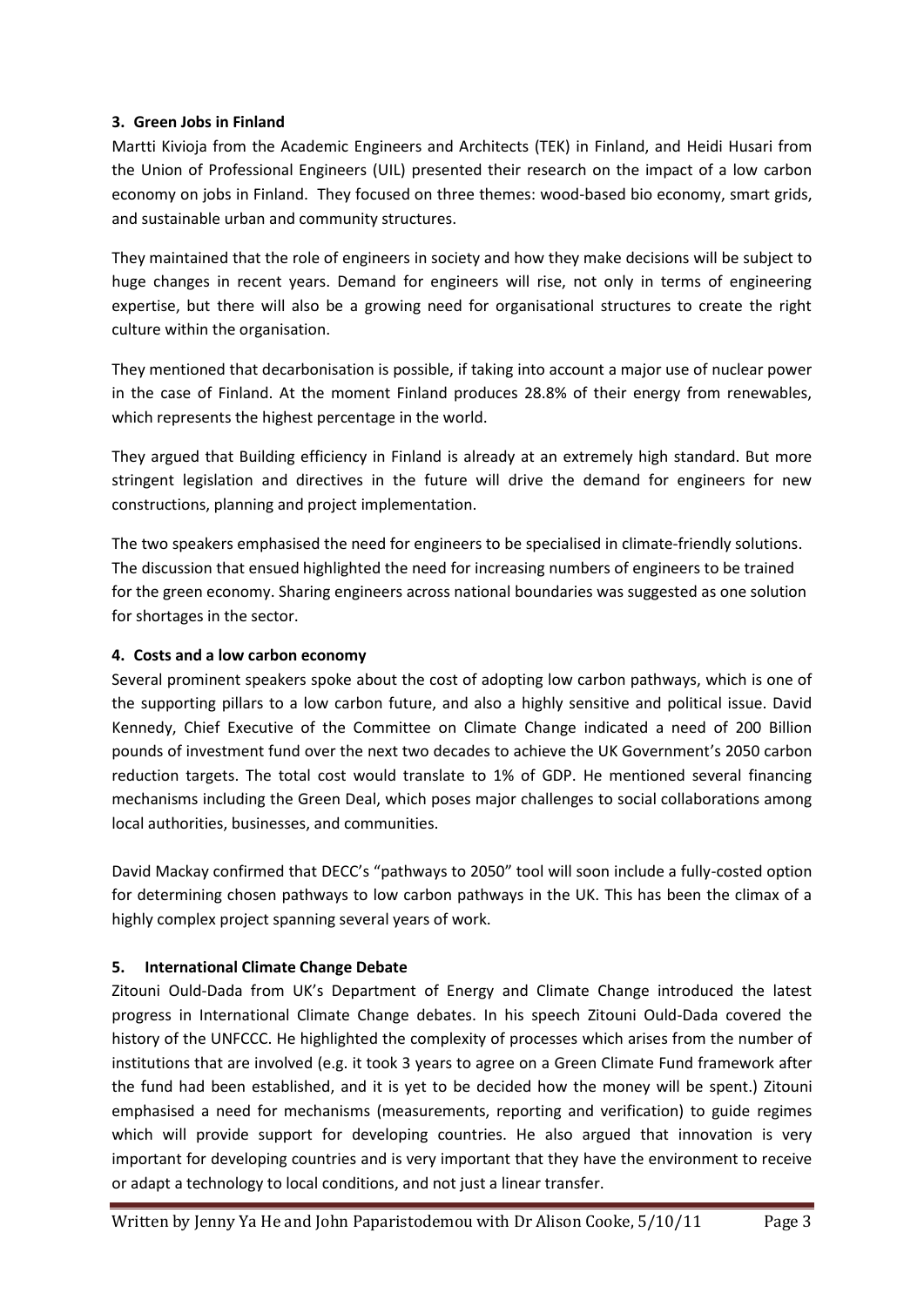## 3. Green Jobs in Finland

Martti Kivioja from the Academic Engineers and Architects (TEK) in Finland, and Heidi Husari from the Union of Professional Engineers (UIL) presented their research on the impact of a low carbon economy on jobs in Finland. They focused on three themes: wood-based bio economy, smart grids, and sustainable urban and community structures.

They maintained that the role of engineers in society and how they make decisions will be subject to huge changes in recent years. Demand for engineers will rise, not only in terms of engineering expertise, but there will also be a growing need for organisational structures to create the right culture within the organisation.

They mentioned that decarbonisation is possible, if taking into account a major use of nuclear power in the case of Finland. At the moment Finland produces 28.8% of their energy from renewables, which represents the highest percentage in the world.

They argued that Building efficiency in Finland is already at an extremely high standard. But more stringent legislation and directives in the future will drive the demand for engineers for new constructions, planning and project implementation.

The two speakers emphasised the need for engineers to be specialised in climate-friendly solutions. The discussion that ensued highlighted the need for increasing numbers of engineers to be trained for the green economy. Sharing engineers across national boundaries was suggested as one solution for shortages in the sector.

## 4. Costs and a low carbon economy

Several prominent speakers spoke about the cost of adopting low carbon pathways, which is one of the supporting pillars to a low carbon future, and also a highly sensitive and political issue. David Kennedy, Chief Executive of the Committee on Climate Change indicated a need of 200 Billion pounds of investment fund over the next two decades to achieve the UK Government's 2050 carbon reduction targets. The total cost would translate to 1% of GDP. He mentioned several financing mechanisms including the Green Deal, which poses major challenges to social collaborations among local authorities, businesses, and communities.

David Mackay confirmed that DECC's "pathways to 2050" tool will soon include a fully-costed option for determining chosen pathways to low carbon pathways in the UK. This has been the climax of a highly complex project spanning several years of work.

## 5. International Climate Change Debate

Zitouni Ould-Dada from UK's Department of Energy and Climate Change introduced the latest progress in International Climate Change debates. In his speech Zitouni Ould-Dada covered the history of the UNFCCC. He highlighted the complexity of processes which arises from the number of institutions that are involved (e.g. it took 3 years to agree on a Green Climate Fund framework after the fund had been established, and it is yet to be decided how the money will be spent.) Zitouni emphasised a need for mechanisms (measurements, reporting and verification) to guide regimes which will provide support for developing countries. He also argued that innovation is very important for developing countries and is very important that they have the environment to receive or adapt a technology to local conditions, and not just a linear transfer.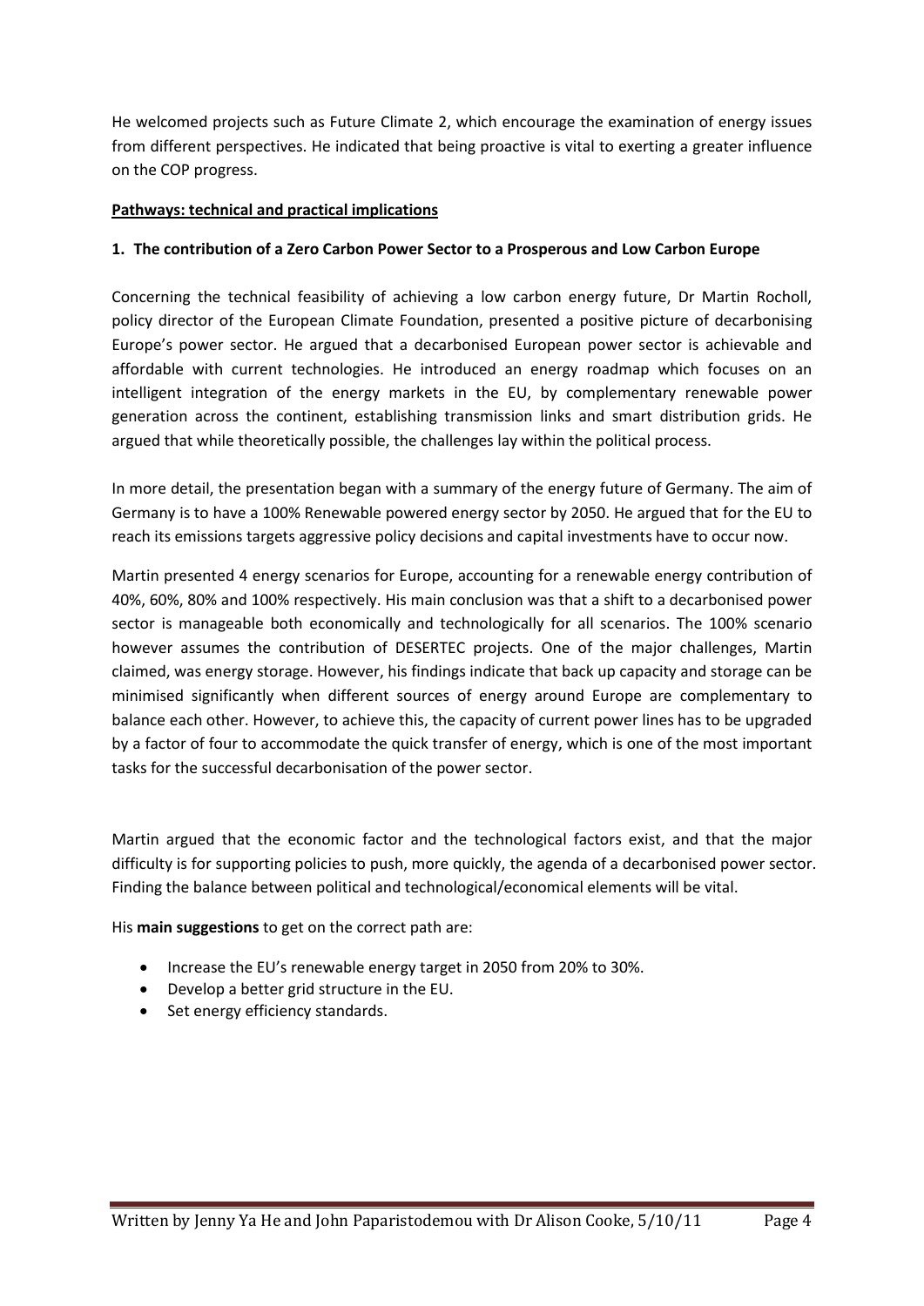He welcomed projects such as Future Climate 2, which encourage the examination of energy issues from different perspectives. He indicated that being proactive is vital to exerting a greater influence on the COP progress.

**Pathways: technical and practical implications**

**1. The contribution of a Zero Carbon Power Sector to a Prosperous and Low Carbon Europe**

Concerning the technical feasibility of achieving a low carbon energy future, Dr Martin Rocholl, policy director of the European Climate Foundation, presented a positive picture of decarbonising Europe's power sector. He argued that a decarbonised European power sector is achievable and affordable with current technologies. He introduced an energy roadmap which focuses on an intelligent integration of the energy markets in the EU, by complementary renewable power generation across the continent, establishing transmission links and smart distribution grids. He argued that while theoretically possible, the challenges lay within the political process.

In more detail, the presentation began with a summary of the energy future of Germany. The aim of Germany is to have a 100% Renewable powered energy sector by 2050. He argued that for the EU to reach its emissions targets aggressive policy decisions and capital investments have to occur now.

Martin presented 4 energy scenarios for Europe, accounting for a renewable energy contribution of 40%, 60%, 80% and 100% respectively. His main conclusion was that a shift to a decarbonised power sector is manageable both economically and technologically for all scenarios. The 100% scenario however assumes the contribution of DESERTEC projects. One of the major challenges, Martin claimed, was energy storage. However, his findings indicate that back up capacity and storage can be minimised significantly when different sources of energy around Europe are complementary to balance each other. However, to achieve this, the capacity of current power lines has to be upgraded by a factor of four to accommodate the quick transfer of energy, which is one of the most important tasks for the successful decarbonisation of the power sector.

Martin argued that the economic factor and the technological factors exist, and that the major difficulty is for supporting policies to push, more quickly, the agenda of a decarbonised power sector. Finding the balance between political and technological/economical elements will be vital.

His **main suggestions** to get on the correct path are:

- Increase the EU's renewable energy target in 2050 from 20% to 30%.
- Develop a better grid structure in the EU.
- Set energy efficiency standards.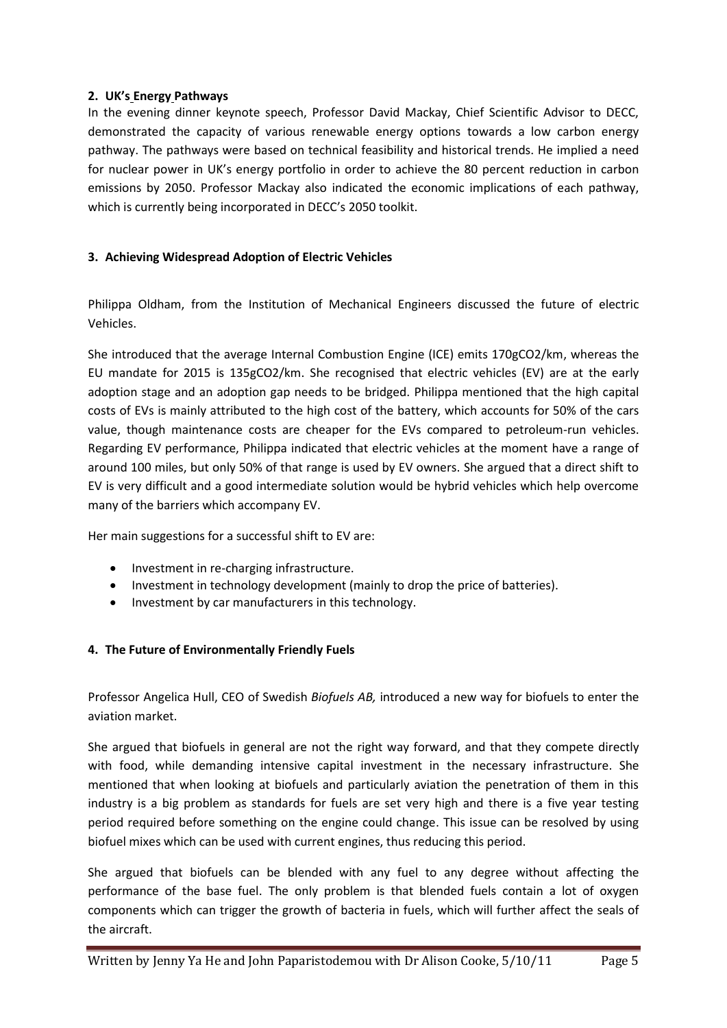## 2. UK's Energy Pathways

In the evening dinner keynote speech, Professor David Mackay, Chief Scientific Advisor to DECC, demonstrated the capacity of various renewable energy options towards a low carbon energy pathway. The pathways were based on technical feasibility and historical trends. He implied a need for nuclear power in UK's energy portfolio in order to achieve the 80 percent reduction in carbon emissions by 2050. Professor Mackay also indicated the economic implications of each pathway, which is currently being incorporated in DECC's 2050 toolkit.

## 3. Achieving Widespread Adoption of Electric Vehicles

Philippa Oldham, from the Institution of Mechanical Engineers discussed the future of electric Vehicles.

She introduced that the average Internal Combustion Engine (ICE) emits 170g$CO_2$/km, whereas the EU mandate for 2015 is 135g$CO_2$/km. She recognised that electric vehicles (EV) are at the early adoption stage and an adoption gap needs to be bridged. Philippa mentioned that the high capital costs of EVs is mainly attributed to the high cost of the battery, which accounts for 50% of the cars value, though maintenance costs are cheaper for the EVs compared to petroleum-run vehicles. Regarding EV performance, Philippa indicated that electric vehicles at the moment have a range of around 100 miles, but only 50% of that range is used by EV owners. She argued that a direct shift to EV is very difficult and a good intermediate solution would be hybrid vehicles which help overcome many of the barriers which accompany EV.

Her main suggestions for a successful shift to EV are:

- Investment in re-charging infrastructure.
- Investment in technology development (mainly to drop the price of batteries).
- Investment by car manufacturers in this technology.

## 4. The Future of Environmentally Friendly Fuels

Professor Angelica Hull, CEO of Swedish *Biofuels AB,* introduced a new way for biofuels to enter the aviation market.

She argued that biofuels in general are not the right way forward, and that they compete directly with food, while demanding intensive capital investment in the necessary infrastructure. She mentioned that when looking at biofuels and particularly aviation the penetration of them in this industry is a big problem as standards for fuels are set very high and there is a five year testing period required before something on the engine could change. This issue can be resolved by using biofuel mixes which can be used with current engines, thus reducing this period.

She argued that biofuels can be blended with any fuel to any degree without affecting the performance of the base fuel. The only problem is that blended fuels contain a lot of oxygen components which can trigger the growth of bacteria in fuels, which will further affect the seals of the aircraft.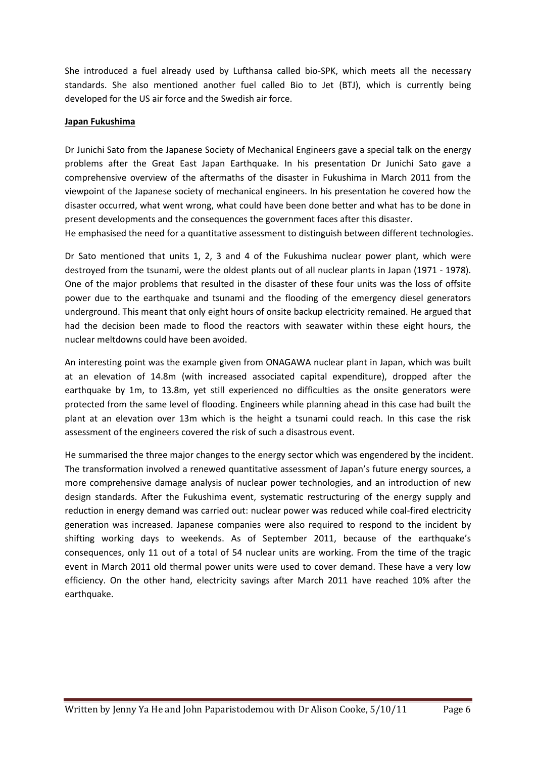She introduced a fuel already used by Lufthansa called bio-SPK, which meets all the necessary standards. She also mentioned another fuel called Bio to Jet (BTJ), which is currently being developed for the US air force and the Swedish air force.

**Japan Fukushima**

Dr Junichi Sato from the Japanese Society of Mechanical Engineers gave a special talk on the energy problems after the Great East Japan Earthquake. In his presentation Dr Junichi Sato gave a comprehensive overview of the aftermaths of the disaster in Fukushima in March 2011 from the viewpoint of the Japanese society of mechanical engineers. In his presentation he covered how the disaster occurred, what went wrong, what could have been done better and what has to be done in present developments and the consequences the government faces after this disaster.
He emphasised the need for a quantitative assessment to distinguish between different technologies.

Dr Sato mentioned that units 1, 2, 3 and 4 of the Fukushima nuclear power plant, which were destroyed from the tsunami, were the oldest plants out of all nuclear plants in Japan (1971 - 1978). One of the major problems that resulted in the disaster of these four units was the loss of offsite power due to the earthquake and tsunami and the flooding of the emergency diesel generators underground. This meant that only eight hours of onsite backup electricity remained. He argued that had the decision been made to flood the reactors with seawater within these eight hours, the nuclear meltdowns could have been avoided.

An interesting point was the example given from ONAGAWA nuclear plant in Japan, which was built at an elevation of 14.8m (with increased associated capital expenditure), dropped after the earthquake by 1m, to 13.8m, yet still experienced no difficulties as the onsite generators were protected from the same level of flooding. Engineers while planning ahead in this case had built the plant at an elevation over 13m which is the height a tsunami could reach. In this case the risk assessment of the engineers covered the risk of such a disastrous event.

He summarised the three major changes to the energy sector which was engendered by the incident. The transformation involved a renewed quantitative assessment of Japan's future energy sources, a more comprehensive damage analysis of nuclear power technologies, and an introduction of new design standards. After the Fukushima event, systematic restructuring of the energy supply and reduction in energy demand was carried out: nuclear power was reduced while coal-fired electricity generation was increased. Japanese companies were also required to respond to the incident by shifting working days to weekends. As of September 2011, because of the earthquake's consequences, only 11 out of a total of 54 nuclear units are working. From the time of the tragic event in March 2011 old thermal power units were used to cover demand. These have a very low efficiency. On the other hand, electricity savings after March 2011 have reached 10% after the earthquake.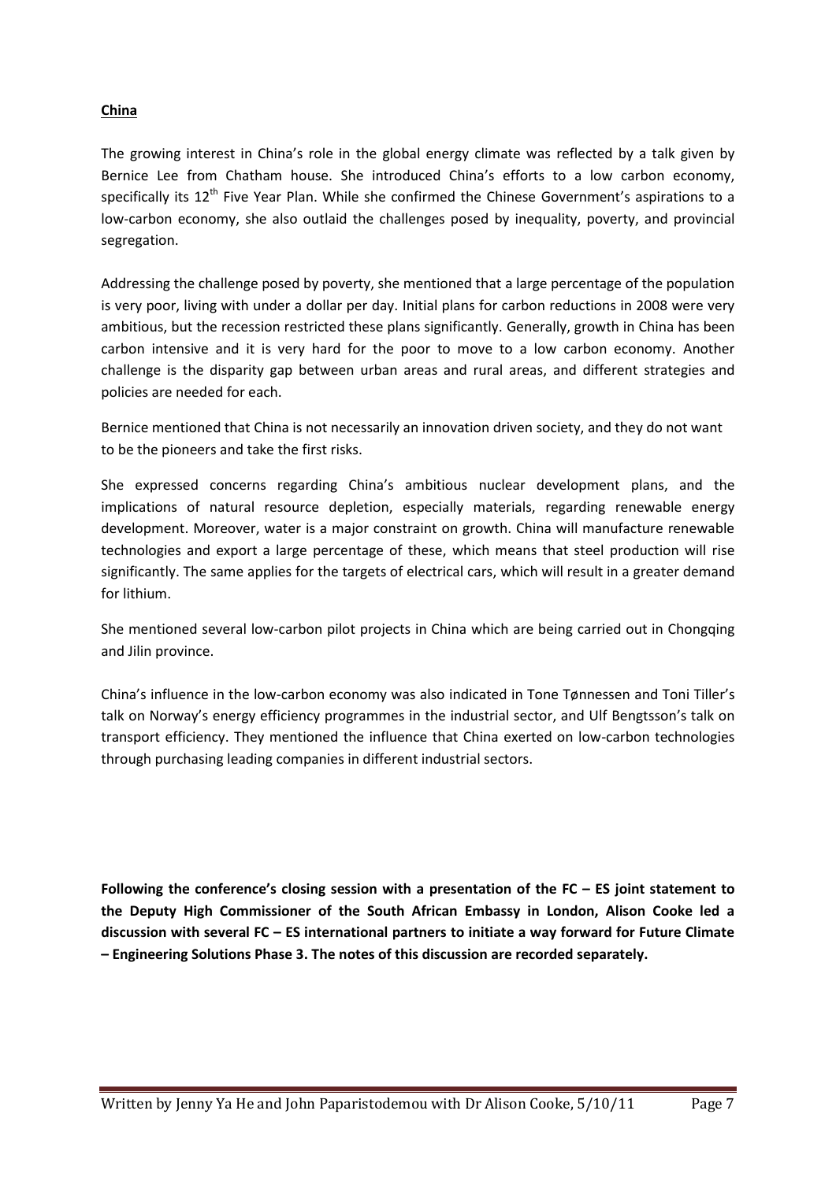**China**

The growing interest in China's role in the global energy climate was reflected by a talk given by Bernice Lee from Chatham house. She introduced China's efforts to a low carbon economy, specifically its 12th Five Year Plan. While she confirmed the Chinese Government's aspirations to a low-carbon economy, she also outlaid the challenges posed by inequality, poverty, and provincial segregation.

Addressing the challenge posed by poverty, she mentioned that a large percentage of the population is very poor, living with under a dollar per day. Initial plans for carbon reductions in 2008 were very ambitious, but the recession restricted these plans significantly. Generally, growth in China has been carbon intensive and it is very hard for the poor to move to a low carbon economy. Another challenge is the disparity gap between urban areas and rural areas, and different strategies and policies are needed for each.

Bernice mentioned that China is not necessarily an innovation driven society, and they do not want to be the pioneers and take the first risks.

She expressed concerns regarding China's ambitious nuclear development plans, and the implications of natural resource depletion, especially materials, regarding renewable energy development. Moreover, water is a major constraint on growth. China will manufacture renewable technologies and export a large percentage of these, which means that steel production will rise significantly. The same applies for the targets of electrical cars, which will result in a greater demand for lithium.

She mentioned several low-carbon pilot projects in China which are being carried out in Chongqing and Jilin province.

China's influence in the low-carbon economy was also indicated in Tone Tønnessen and Toni Tiller's talk on Norway's energy efficiency programmes in the industrial sector, and Ulf Bengtsson's talk on transport efficiency. They mentioned the influence that China exerted on low-carbon technologies through purchasing leading companies in different industrial sectors.

**Following the conference's closing session with a presentation of the FC – ES joint statement to the Deputy High Commissioner of the South African Embassy in London, Alison Cooke led a discussion with several FC – ES international partners to initiate a way forward for Future Climate – Engineering Solutions Phase 3. The notes of this discussion are recorded separately.**

Written by Jenny Ya He and John Paparistodemou with Dr Alison Cooke, 5/10/11